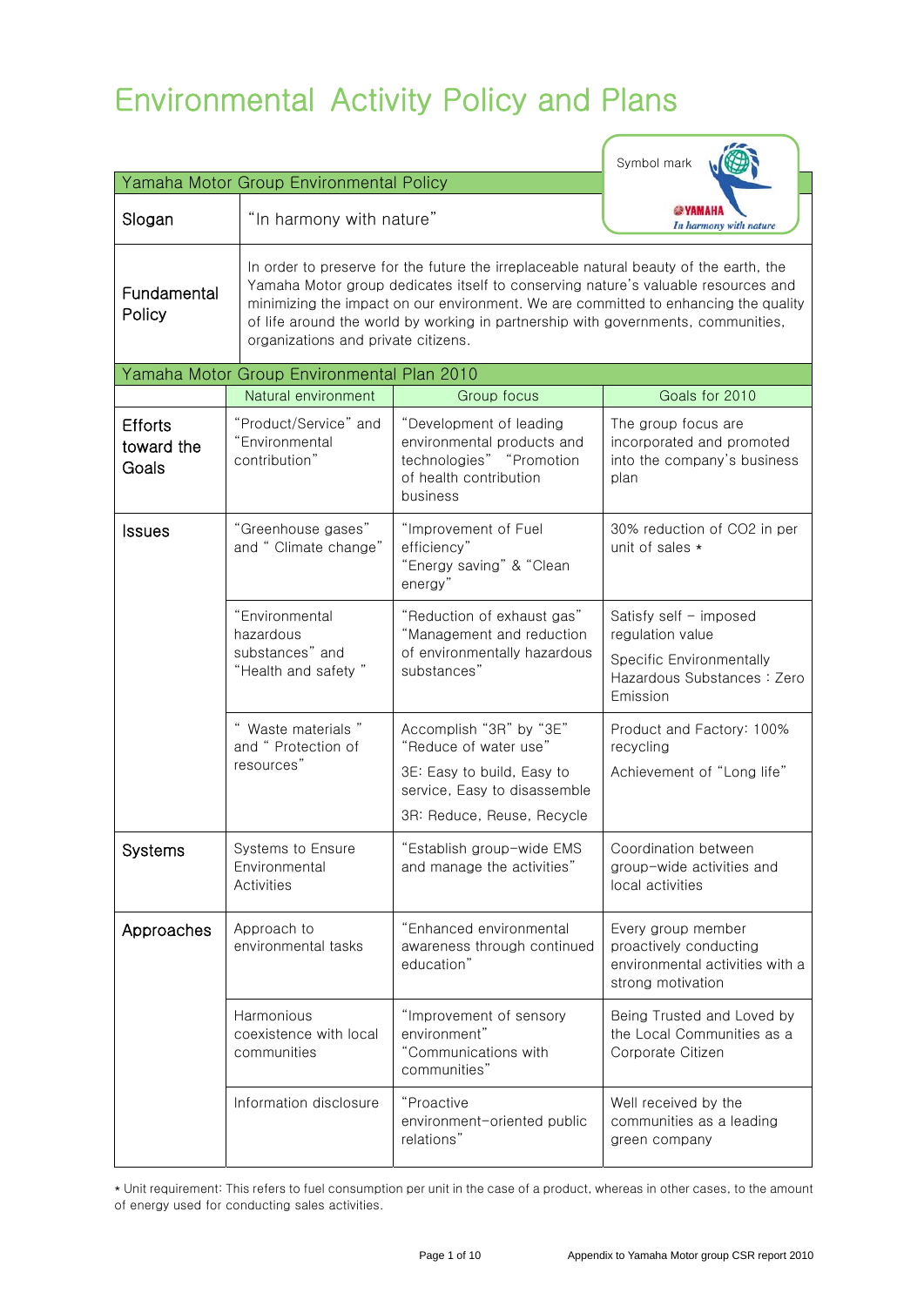# Environmental Activity Policy and Plans

Symbol mark

YAMAHA *In harmony with nature*

## Yamaha Motor Group Environmental Policy

| | |
|---|---|
| Slogan | "In harmony with nature" |
| Fundamental Policy | In order to preserve for the future the irreplaceable natural beauty of the earth, the Yamaha Motor group dedicates itself to conserving nature's valuable resources and minimizing the impact on our environment. We are committed to enhancing the quality of life around the world by working in partnership with governments, communities, organizations and private citizens. |

## Yamaha Motor Group Environmental Plan 2010

| | Natural environment | Group focus | Goals for 2010 |
|---|---|---|---|
| Efforts toward the Goals | "Product/Service" and "Environmental contribution" | "Development of leading environmental products and technologies" "Promotion of health contribution business | The group focus are incorporated and promoted into the company's business plan |
| Issues | "Greenhouse gases" and " Climate change" | "Improvement of Fuel efficiency" "Energy saving" & "Clean energy" | 30% reduction of $CO_2$ in per unit of sales * |
| | "Environmental hazardous substances" and "Health and safety " | "Reduction of exhaust gas" "Management and reduction of environmentally hazardous substances" | Satisfy self – imposed regulation value<br>Specific Environmentally Hazardous Substances : Zero Emission |
| | " Waste materials " and " Protection of resources" | Accomplish "3R" by "3E" "Reduce of water use"<br>3E: Easy to build, Easy to service, Easy to disassemble<br>3R: Reduce, Reuse, Recycle | Product and Factory: 100% recycling<br>Achievement of "Long life" |
| Systems | Systems to Ensure Environmental Activities | "Establish group-wide EMS and manage the activities" | Coordination between group-wide activities and local activities |
| Approaches | Approach to environmental tasks | "Enhanced environmental awareness through continued education" | Every group member proactively conducting environmental activities with a strong motivation |
| | Harmonious coexistence with local communities | "Improvement of sensory environment" "Communications with communities" | Being Trusted and Loved by the Local Communities as a Corporate Citizen |
| | Information disclosure | "Proactive environment-oriented public relations" | Well received by the communities as a leading green company |

* Unit requirement: This refers to fuel consumption per unit in the case of a product, whereas in other cases, to the amount of energy used for conducting sales activities.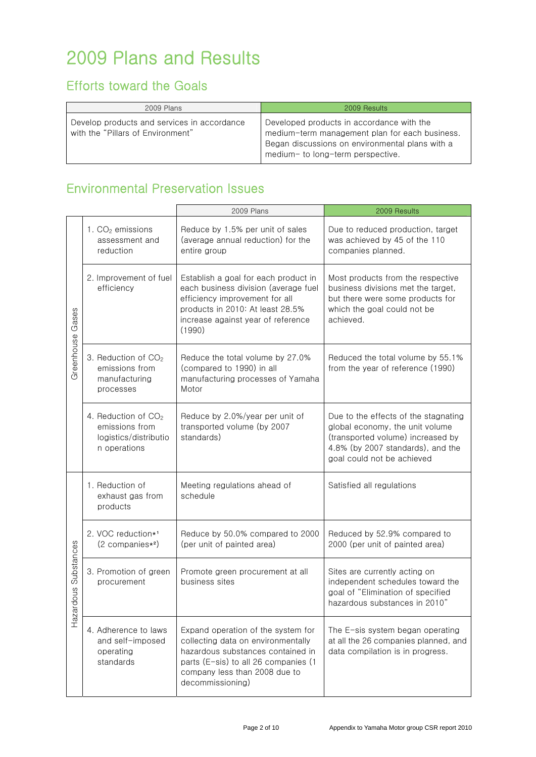# 2009 Plans and Results

## Efforts toward the Goals

| 2009 Plans | 2009 Results |
|---|---|
| Develop products and services in accordance with the "Pillars of Environment" | Developed products in accordance with the medium-term management plan for each business. Began discussions on environmental plans with a medium- to long-term perspective. |

## Environmental Preservation Issues

| | | 2009 Plans | 2009 Results |
|---|---|---|---|
| Greenhouse Gases | 1. $CO_2$ emissions assessment and reduction | Reduce by 1.5% per unit of sales (average annual reduction) for the entire group | Due to reduced production, target was achieved by 45 of the 110 companies planned. |
| | 2. Improvement of fuel efficiency | Establish a goal for each product in each business division (average fuel efficiency improvement for all products in 2010: At least 28.5% increase against year of reference (1990) | Most products from the respective business divisions met the target, but there were some products for which the goal could not be achieved. |
| | 3. Reduction of $CO_2$ emissions from manufacturing processes | Reduce the total volume by 27.0% (compared to 1990) in all manufacturing processes of Yamaha Motor | Reduced the total volume by 55.1% from the year of reference (1990) |
| | 4. Reduction of $CO_2$ emissions from logistics/distribution operations | Reduce by 2.0%/year per unit of transported volume (by 2007 standards) | Due to the effects of the stagnating global economy, the unit volume (transported volume) increased by 4.8% (by 2007 standards), and the goal could not be achieved |
| Hazardous Substances | 1. Reduction of exhaust gas from products | Meeting regulations ahead of schedule | Satisfied all regulations |
| | 2. VOC reduction*[1] (2 companies*[2]) | Reduce by 50.0% compared to 2000 (per unit of painted area) | Reduced by 52.9% compared to 2000 (per unit of painted area) |
| | 3. Promotion of green procurement | Promote green procurement at all business sites | Sites are currently acting on independent schedules toward the goal of "Elimination of specified hazardous substances in 2010" |
| | 4. Adherence to laws and self-imposed operating standards | Expand operation of the system for collecting data on environmentally hazardous substances contained in parts (E-sis) to all 26 companies (1 company less than 2008 due to decommissioning) | The E-sis system began operating at all the 26 companies planned, and data compilation is in progress. |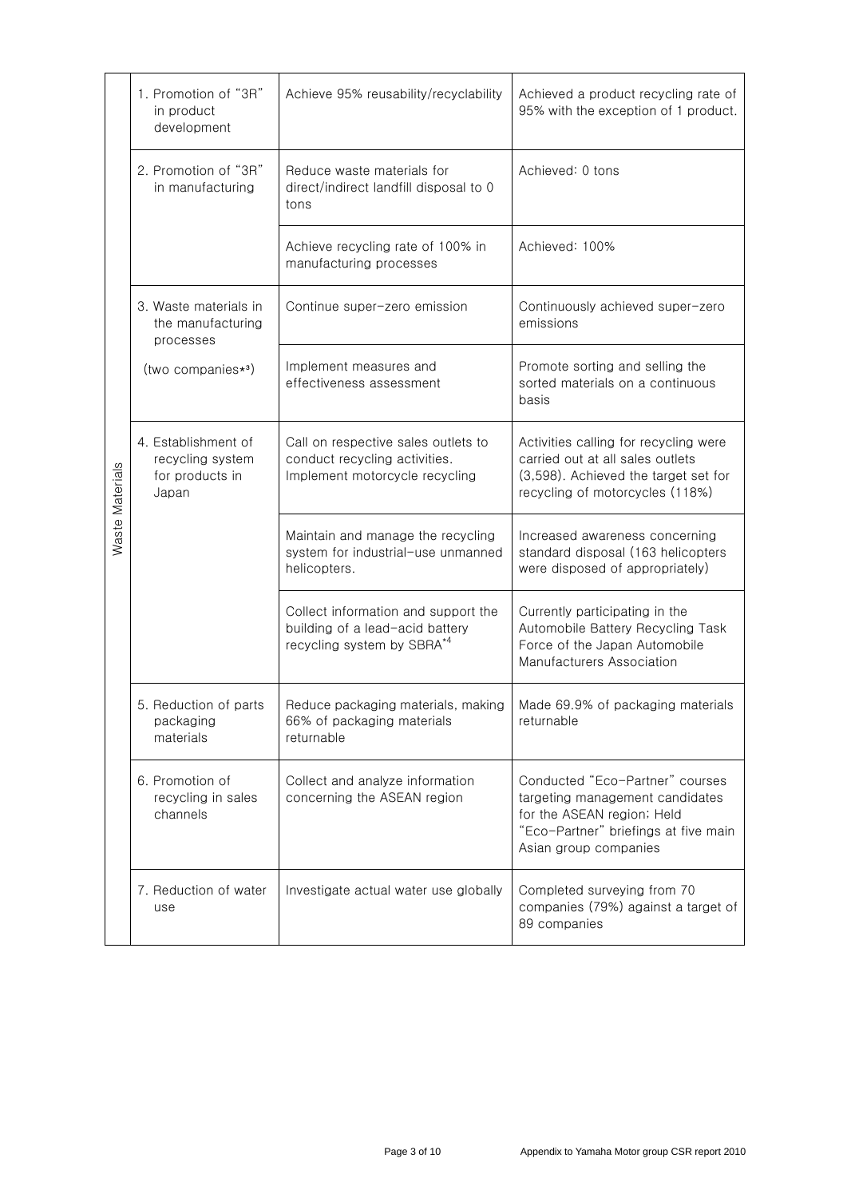| | | | |
|---|---|---|---|
| Waste Materials | 1. Promotion of "3R" in product development | Achieve 95% reusability/recyclability | Achieved a product recycling rate of 95% with the exception of 1 product. |
| | 2. Promotion of "3R" in manufacturing | Reduce waste materials for direct/indirect landfill disposal to 0 tons | Achieved: 0 tons |
| | | Achieve recycling rate of 100% in manufacturing processes | Achieved: 100% |
| | 3. Waste materials in the manufacturing processes (two companies*3) | Continue super-zero emission | Continuously achieved super-zero emissions |
| | | Implement measures and effectiveness assessment | Promote sorting and selling the sorted materials on a continuous basis |
| | 4. Establishment of recycling system for products in Japan | Call on respective sales outlets to conduct recycling activities. Implement motorcycle recycling | Activities calling for recycling were carried out at all sales outlets (3,598). Achieved the target set for recycling of motorcycles (118%) |
| | | Maintain and manage the recycling system for industrial-use unmanned helicopters. | Increased awareness concerning standard disposal (163 helicopters were disposed of appropriately) |
| | | Collect information and support the building of a lead-acid battery recycling system by SBRA*4 | Currently participating in the Automobile Battery Recycling Task Force of the Japan Automobile Manufacturers Association |
| | 5. Reduction of parts packaging materials | Reduce packaging materials, making 66% of packaging materials returnable | Made 69.9% of packaging materials returnable |
| | 6. Promotion of recycling in sales channels | Collect and analyze information concerning the ASEAN region | Conducted "Eco-Partner" courses targeting management candidates for the ASEAN region; Held "Eco-Partner" briefings at five main Asian group companies |
| | 7. Reduction of water use | Investigate actual water use globally | Completed surveying from 70 companies (79%) against a target of 89 companies |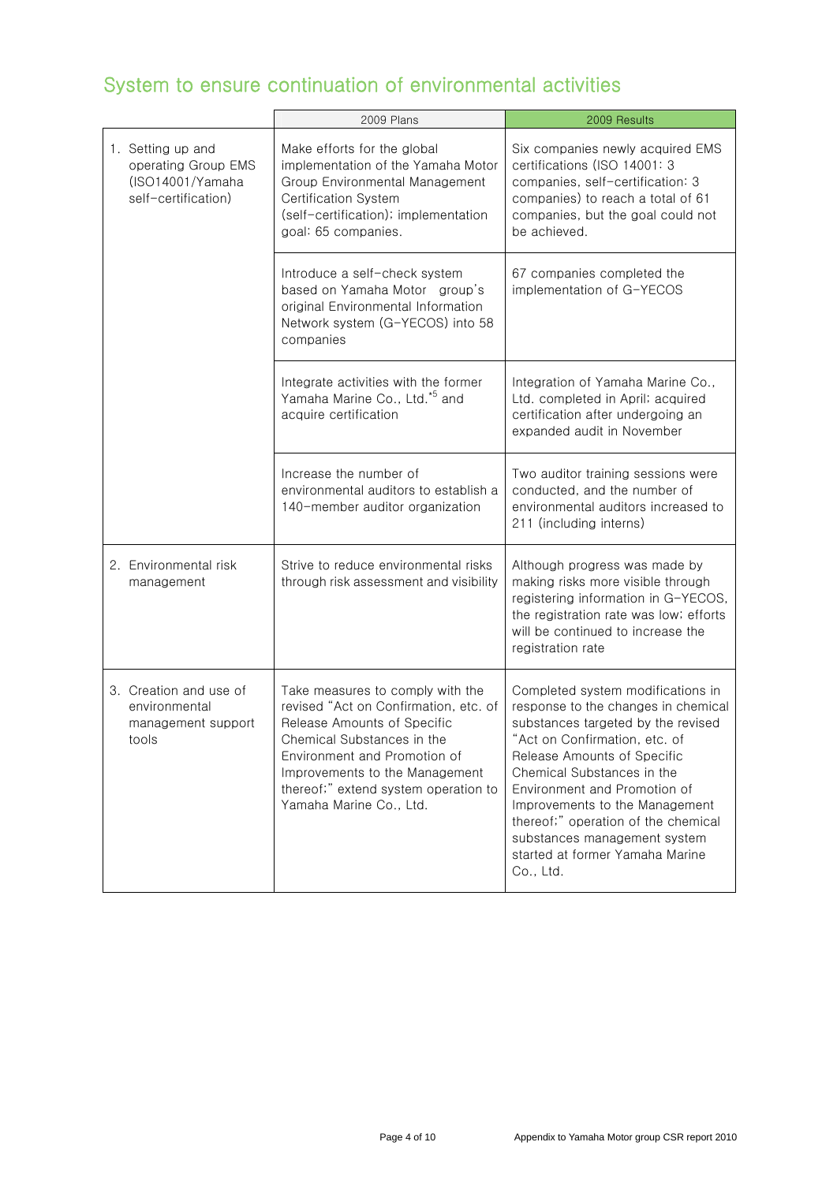## System to ensure continuation of environmental activities

| | 2009 Plans | 2009 Results |
|---|---|---|
| 1. Setting up and operating Group EMS (ISO14001/Yamaha self-certification) | Make efforts for the global implementation of the Yamaha Motor Group Environmental Management Certification System (self-certification); implementation goal: 65 companies. | Six companies newly acquired EMS certifications (ISO 14001: 3 companies, self-certification: 3 companies) to reach a total of 61 companies, but the goal could not be achieved. |
| | Introduce a self-check system based on Yamaha Motor group's original Environmental Information Network system (G-YECOS) into 58 companies | 67 companies completed the implementation of G-YECOS |
| | Integrate activities with the former Yamaha Marine Co., Ltd.[*5] and acquire certification | Integration of Yamaha Marine Co., Ltd. completed in April; acquired certification after undergoing an expanded audit in November |
| | Increase the number of environmental auditors to establish a 140-member auditor organization | Two auditor training sessions were conducted, and the number of environmental auditors increased to 211 (including interns) |
| 2. Environmental risk management | Strive to reduce environmental risks through risk assessment and visibility | Although progress was made by making risks more visible through registering information in G-YECOS, the registration rate was low; efforts will be continued to increase the registration rate |
| 3. Creation and use of environmental management support tools | Take measures to comply with the revised "Act on Confirmation, etc. of Release Amounts of Specific Chemical Substances in the Environment and Promotion of Improvements to the Management thereof;" extend system operation to Yamaha Marine Co., Ltd. | Completed system modifications in response to the changes in chemical substances targeted by the revised "Act on Confirmation, etc. of Release Amounts of Specific Chemical Substances in the Environment and Promotion of Improvements to the Management thereof;" operation of the chemical substances management system started at former Yamaha Marine Co., Ltd. |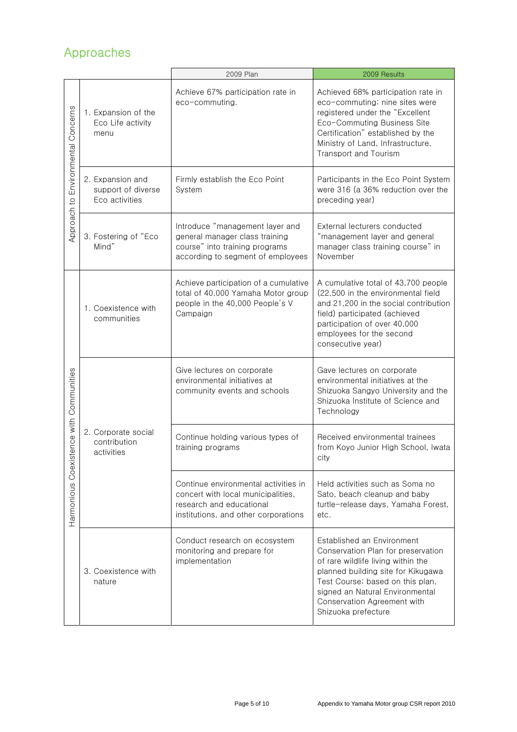## Approaches

| | | 2009 Plan | 2009 Results |
|---|---|---|---|
| Approach to Environmental Concerns | 1. Expansion of the Eco Life activity menu | Achieve 67% participation rate in eco-commuting. | Achieved 68% participation rate in eco-commuting; nine sites were registered under the "Excellent Eco-Commuting Business Site Certification" established by the Ministry of Land, Infrastructure, Transport and Tourism |
| | 2. Expansion and support of diverse Eco activities | Firmly establish the Eco Point System | Participants in the Eco Point System were 316 (a 36% reduction over the preceding year) |
| | 3. Fostering of "Eco Mind" | Introduce "management layer and general manager class training course" into training programs according to segment of employees | External lecturers conducted "management layer and general manager class training course" in November |
| Harmonious Coexistence with Communities | 1. Coexistence with communities | Achieve participation of a cumulative total of 40,000 Yamaha Motor group people in the 40,000 People's V Campaign | A cumulative total of 43,700 people (22,500 in the environmental field and 21,200 in the social contribution field) participated (achieved participation of over 40,000 employees for the second consecutive year) |
| | 2. Corporate social contribution activities | Give lectures on corporate environmental initiatives at community events and schools | Gave lectures on corporate environmental initiatives at the Shizuoka Sangyo University and the Shizuoka Institute of Science and Technology |
| | | Continue holding various types of training programs | Received environmental trainees from Koyo Junior High School, Iwata city |
| | | Continue environmental activities in concert with local municipalities, research and educational institutions, and other corporations | Held activities such as Soma no Sato, beach cleanup and baby turtle-release days, Yamaha Forest, etc. |
| | 3. Coexistence with nature | Conduct research on ecosystem monitoring and prepare for implementation | Established an Environment Conservation Plan for preservation of rare wildlife living within the planned building site for Kikugawa Test Course; based on this plan, signed an Natural Environmental Conservation Agreement with Shizuoka prefecture |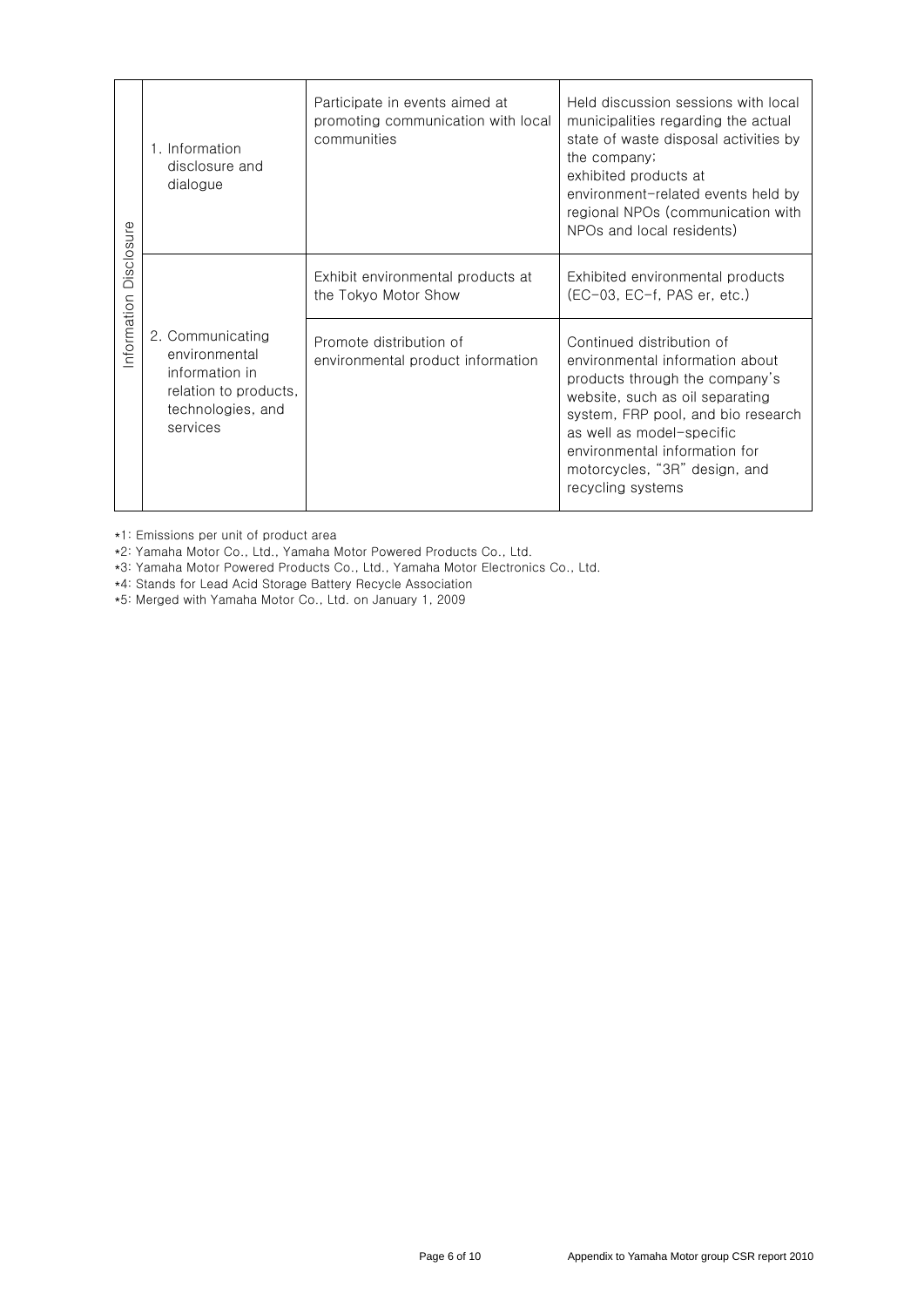| | | | |
|---|---|---|---|
| Information Disclosure | 1. Information disclosure and dialogue | Participate in events aimed at promoting communication with local communities | Held discussion sessions with local municipalities regarding the actual state of waste disposal activities by the company; exhibited products at environment-related events held by regional NPOs (communication with NPOs and local residents) |
| | 2. Communicating environmental information in relation to products, technologies, and services | Exhibit environmental products at the Tokyo Motor Show | Exhibited environmental products (EC-03, EC-f, PAS er, etc.) |
| | | Promote distribution of environmental product information | Continued distribution of environmental information about products through the company's website, such as oil separating system, FRP pool, and bio research as well as model-specific environmental information for motorcycles, "3R" design, and recycling systems |

*1: Emissions per unit of product area

*2: Yamaha Motor Co., Ltd., Yamaha Motor Powered Products Co., Ltd.

*3: Yamaha Motor Powered Products Co., Ltd., Yamaha Motor Electronics Co., Ltd.

*4: Stands for Lead Acid Storage Battery Recycle Association

*5: Merged with Yamaha Motor Co., Ltd. on January 1, 2009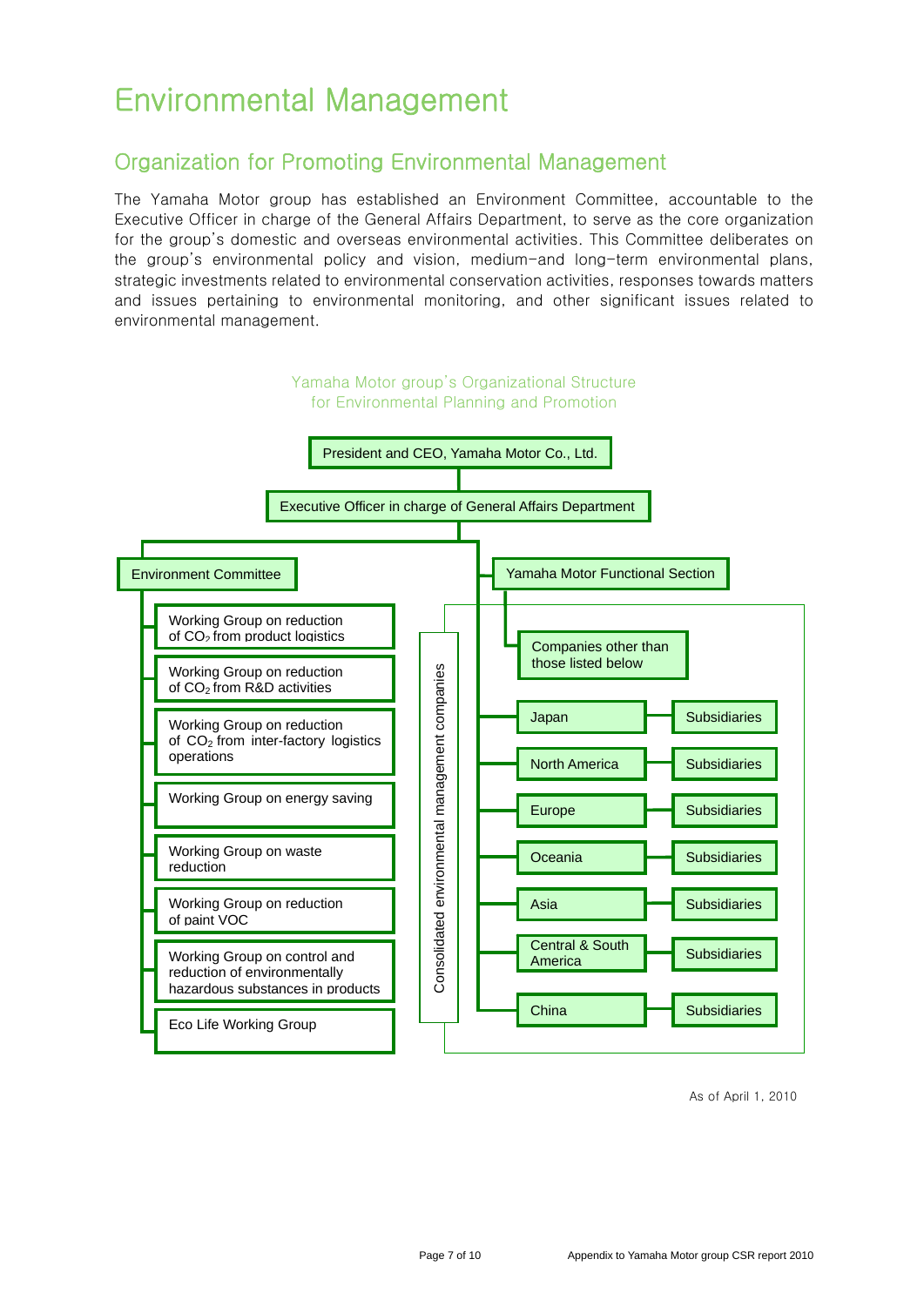# Environmental Management

## Organization for Promoting Environmental Management

The Yamaha Motor group has established an Environment Committee, accountable to the Executive Officer in charge of the General Affairs Department, to serve as the core organization for the group's domestic and overseas environmental activities. This Committee deliberates on the group's environmental policy and vision, medium-and long-term environmental plans, strategic investments related to environmental conservation activities, responses towards matters and issues pertaining to environmental monitoring, and other significant issues related to environmental management.

Yamaha Motor group's Organizational Structure for Environmental Planning and Promotion

- President and CEO, Yamaha Motor Co., Ltd.
  - Executive Officer in charge of General Affairs Department
    - Environment Committee
      - Working Group on reduction of $CO_2$ from product logistics
      - Working Group on reduction of $CO_2$ from R&D activities
      - Working Group on reduction of $CO_2$ from inter-factory logistics operations
      - Working Group on energy saving
      - Working Group on waste reduction
      - Working Group on reduction of paint VOC
      - Working Group on control and reduction of environmentally hazardous substances in products
      - Eco Life Working Group
    - Yamaha Motor Functional Section
      - Companies other than those listed below
    - Consolidated environmental management companies
      - Japan — Subsidiaries
      - North America — Subsidiaries
      - Europe — Subsidiaries
      - Oceania — Subsidiaries
      - Asia — Subsidiaries
      - Central & South America — Subsidiaries
      - China — Subsidiaries

As of April 1, 2010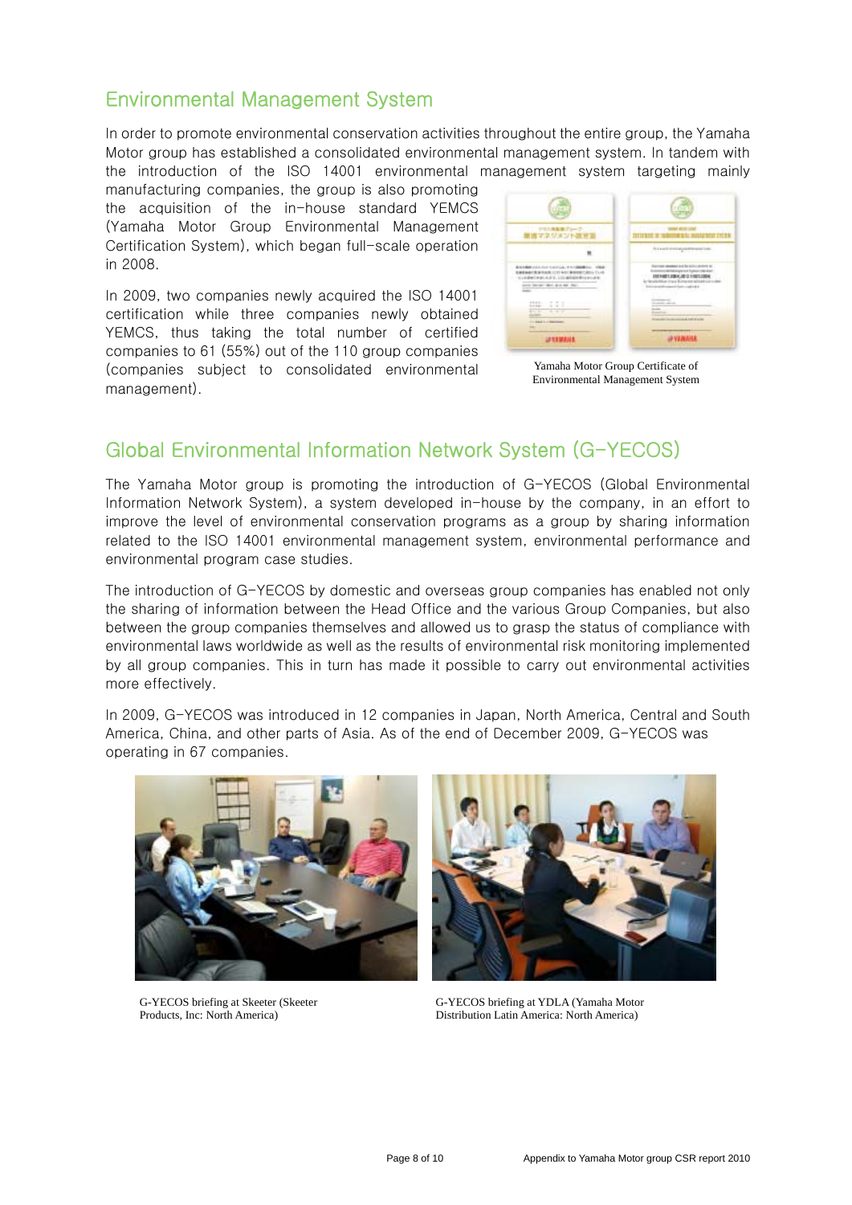## Environmental Management System

In order to promote environmental conservation activities throughout the entire group, the Yamaha Motor group has established a consolidated environmental management system. In tandem with the introduction of the ISO 14001 environmental management system targeting mainly manufacturing companies, the group is also promoting the acquisition of the in-house standard YEMCS (Yamaha Motor Group Environmental Management Certification System), which began full-scale operation in 2008.

In 2009, two companies newly acquired the ISO 14001 certification while three companies newly obtained YEMCS, thus taking the total number of certified companies to 61 (55%) out of the 110 group companies (companies subject to consolidated environmental management).

Yamaha Motor Group Certificate of Environmental Management System

## Global Environmental Information Network System (G-YECOS)

The Yamaha Motor group is promoting the introduction of G-YECOS (Global Environmental Information Network System), a system developed in-house by the company, in an effort to improve the level of environmental conservation programs as a group by sharing information related to the ISO 14001 environmental management system, environmental performance and environmental program case studies.

The introduction of G-YECOS by domestic and overseas group companies has enabled not only the sharing of information between the Head Office and the various Group Companies, but also between the group companies themselves and allowed us to grasp the status of compliance with environmental laws worldwide as well as the results of environmental risk monitoring implemented by all group companies. This in turn has made it possible to carry out environmental activities more effectively.

In 2009, G-YECOS was introduced in 12 companies in Japan, North America, Central and South America, China, and other parts of Asia. As of the end of December 2009, G-YECOS was operating in 67 companies.

G-YECOS briefing at Skeeter (Skeeter Products, Inc: North America)

G-YECOS briefing at YDLA (Yamaha Motor Distribution Latin America: North America)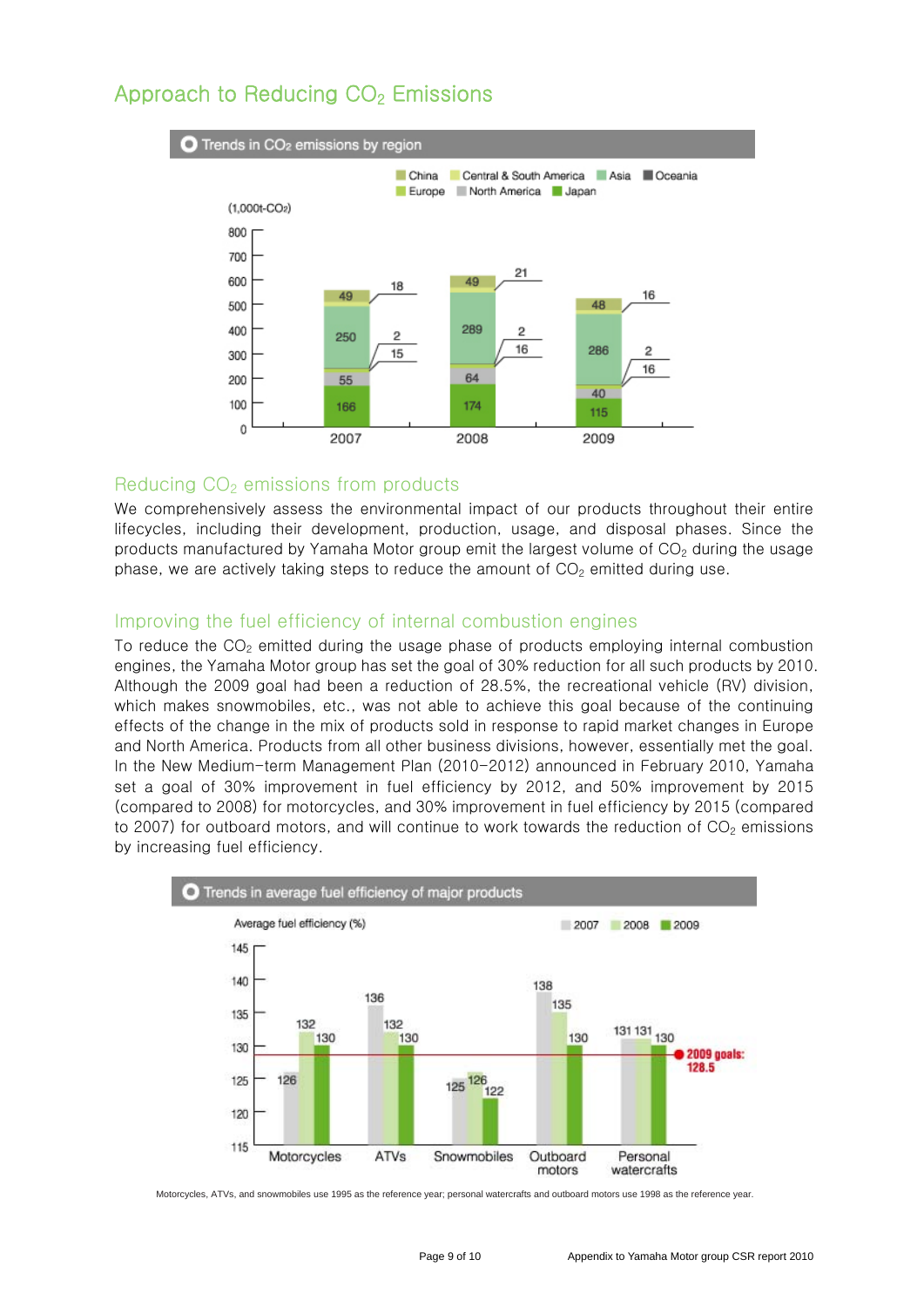## Approach to Reducing $CO_2$ Emissions

**Trends in $CO_2$ emissions by region**

(1,000t-$CO_2$)

| Region | 2007 | 2008 | 2009 |
|---|---|---|---|
| Oceania | 18 | 21 | 16 |
| China | 49 | 49 | 48 |
| Central & South America | 2 | 2 | 2 |
| Asia | 250 | 289 | 286 |
| Europe | 15 | 16 | 16 |
| North America | 55 | 64 | 40 |
| Japan | 166 | 174 | 115 |

### Reducing $CO_2$ emissions from products

We comprehensively assess the environmental impact of our products throughout their entire lifecycles, including their development, production, usage, and disposal phases. Since the products manufactured by Yamaha Motor group emit the largest volume of $CO_2$ during the usage phase, we are actively taking steps to reduce the amount of $CO_2$ emitted during use.

### Improving the fuel efficiency of internal combustion engines

To reduce the $CO_2$ emitted during the usage phase of products employing internal combustion engines, the Yamaha Motor group has set the goal of 30% reduction for all such products by 2010. Although the 2009 goal had been a reduction of 28.5%, the recreational vehicle (RV) division, which makes snowmobiles, etc., was not able to achieve this goal because of the continuing effects of the change in the mix of products sold in response to rapid market changes in Europe and North America. Products from all other business divisions, however, essentially met the goal. In the New Medium-term Management Plan (2010-2012) announced in February 2010, Yamaha set a goal of 30% improvement in fuel efficiency by 2012, and 50% improvement by 2015 (compared to 2008) for motorcycles, and 30% improvement in fuel efficiency by 2015 (compared to 2007) for outboard motors, and will continue to work towards the reduction of $CO_2$ emissions by increasing fuel efficiency.

**Trends in average fuel efficiency of major products**

Average fuel efficiency (%)

| Product | 2007 | 2008 | 2009 |
|---|---|---|---|
| Motorcycles | 126 | 132 | 130 |
| ATVs | 136 | 132 | 130 |
| Snowmobiles | 125 | 126 | 122 |
| Outboard motors | 138 | 135 | 130 |
| Personal watercrafts | 131 | 131 | 130 |

2009 goals: 128.5

Motorcycles, ATVs, and snowmobiles use 1995 as the reference year; personal watercrafts and outboard motors use 1998 as the reference year.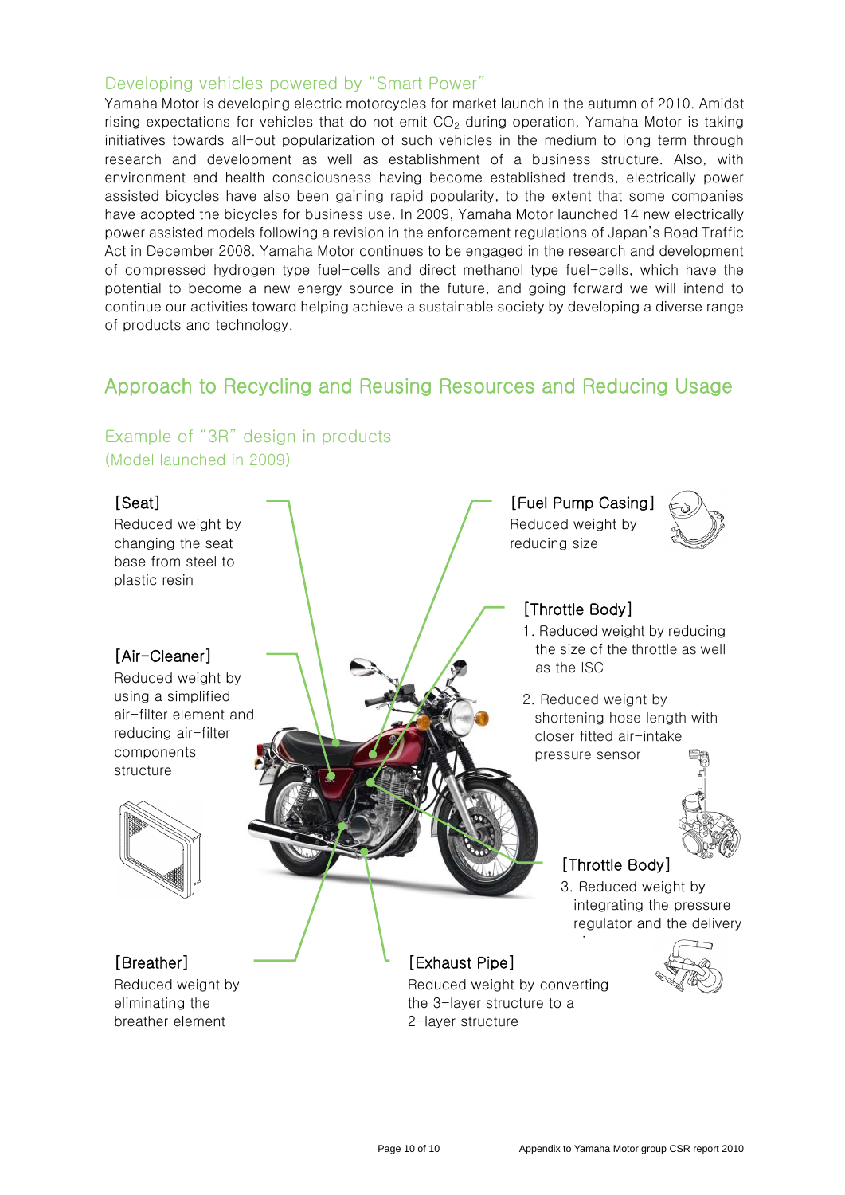### Developing vehicles powered by "Smart Power"

Yamaha Motor is developing electric motorcycles for market launch in the autumn of 2010. Amidst rising expectations for vehicles that do not emit $CO_2$ during operation, Yamaha Motor is taking initiatives towards all-out popularization of such vehicles in the medium to long term through research and development as well as establishment of a business structure. Also, with environment and health consciousness having become established trends, electrically power assisted bicycles have also been gaining rapid popularity, to the extent that some companies have adopted the bicycles for business use. In 2009, Yamaha Motor launched 14 new electrically power assisted models following a revision in the enforcement regulations of Japan's Road Traffic Act in December 2008. Yamaha Motor continues to be engaged in the research and development of compressed hydrogen type fuel-cells and direct methanol type fuel-cells, which have the potential to become a new energy source in the future, and going forward we will intend to continue our activities toward helping achieve a sustainable society by developing a diverse range of products and technology.

## Approach to Recycling and Reusing Resources and Reducing Usage

### Example of "3R" design in products
(Model launched in 2009)

[Seat]
Reduced weight by changing the seat base from steel to plastic resin

[Air-Cleaner]
Reduced weight by using a simplified air-filter element and reducing air-filter components structure

[Breather]
Reduced weight by eliminating the breather element

[Exhaust Pipe]
Reduced weight by converting the 3-layer structure to a 2-layer structure

[Fuel Pump Casing]
Reduced weight by reducing size

[Throttle Body]
1. Reduced weight by reducing the size of the throttle as well as the ISC
2. Reduced weight by shortening hose length with closer fitted air-intake pressure sensor

[Throttle Body]
3. Reduced weight by integrating the pressure regulator and the delivery